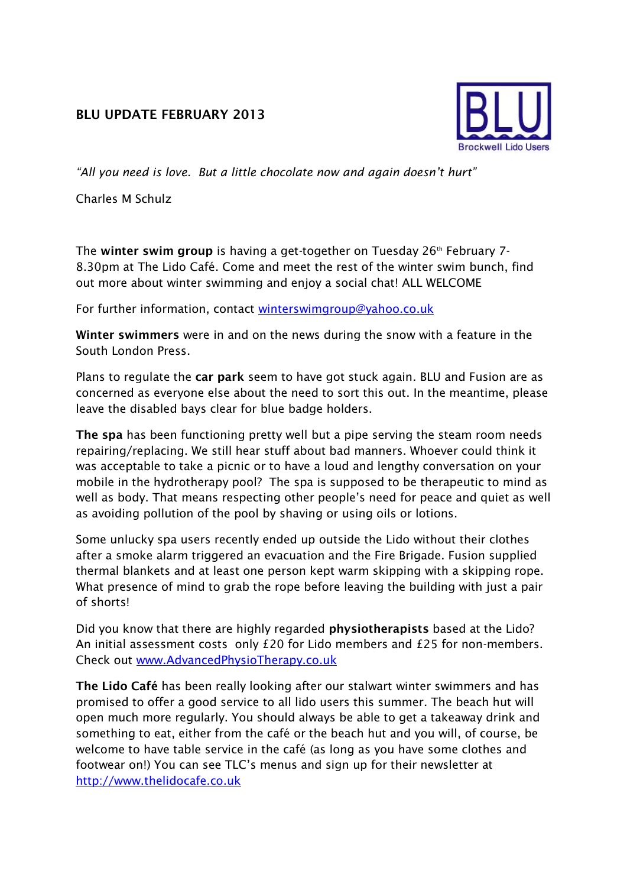# BLU UPDATE FEBRUARY 2013

Brockwell Lido Users

*"All you need is love. But a little chocolate now and again doesn't hurt"*

Charles M Schulz

The **winter swim group** is having a get-together on Tuesday 26th February 7-8.30pm at The Lido Café. Come and meet the rest of the winter swim bunch, find out more about winter swimming and enjoy a social chat! ALL WELCOME

For further information, contact winterswimgroup@yahoo.co.uk

**Winter swimmers** were in and on the news during the snow with a feature in the South London Press.

Plans to regulate the **car park** seem to have got stuck again. BLU and Fusion are as concerned as everyone else about the need to sort this out. In the meantime, please leave the disabled bays clear for blue badge holders.

**The spa** has been functioning pretty well but a pipe serving the steam room needs repairing/replacing. We still hear stuff about bad manners. Whoever could think it was acceptable to take a picnic or to have a loud and lengthy conversation on your mobile in the hydrotherapy pool? The spa is supposed to be therapeutic to mind as well as body. That means respecting other people's need for peace and quiet as well as avoiding pollution of the pool by shaving or using oils or lotions.

Some unlucky spa users recently ended up outside the Lido without their clothes after a smoke alarm triggered an evacuation and the Fire Brigade. Fusion supplied thermal blankets and at least one person kept warm skipping with a skipping rope. What presence of mind to grab the rope before leaving the building with just a pair of shorts!

Did you know that there are highly regarded **physiotherapists** based at the Lido? An initial assessment costs only £20 for Lido members and £25 for non-members. Check out www.AdvancedPhysioTherapy.co.uk

**The Lido Café** has been really looking after our stalwart winter swimmers and has promised to offer a good service to all lido users this summer. The beach hut will open much more regularly. You should always be able to get a takeaway drink and something to eat, either from the café or the beach hut and you will, of course, be welcome to have table service in the café (as long as you have some clothes and footwear on!) You can see TLC's menus and sign up for their newsletter at http://www.thelidocafe.co.uk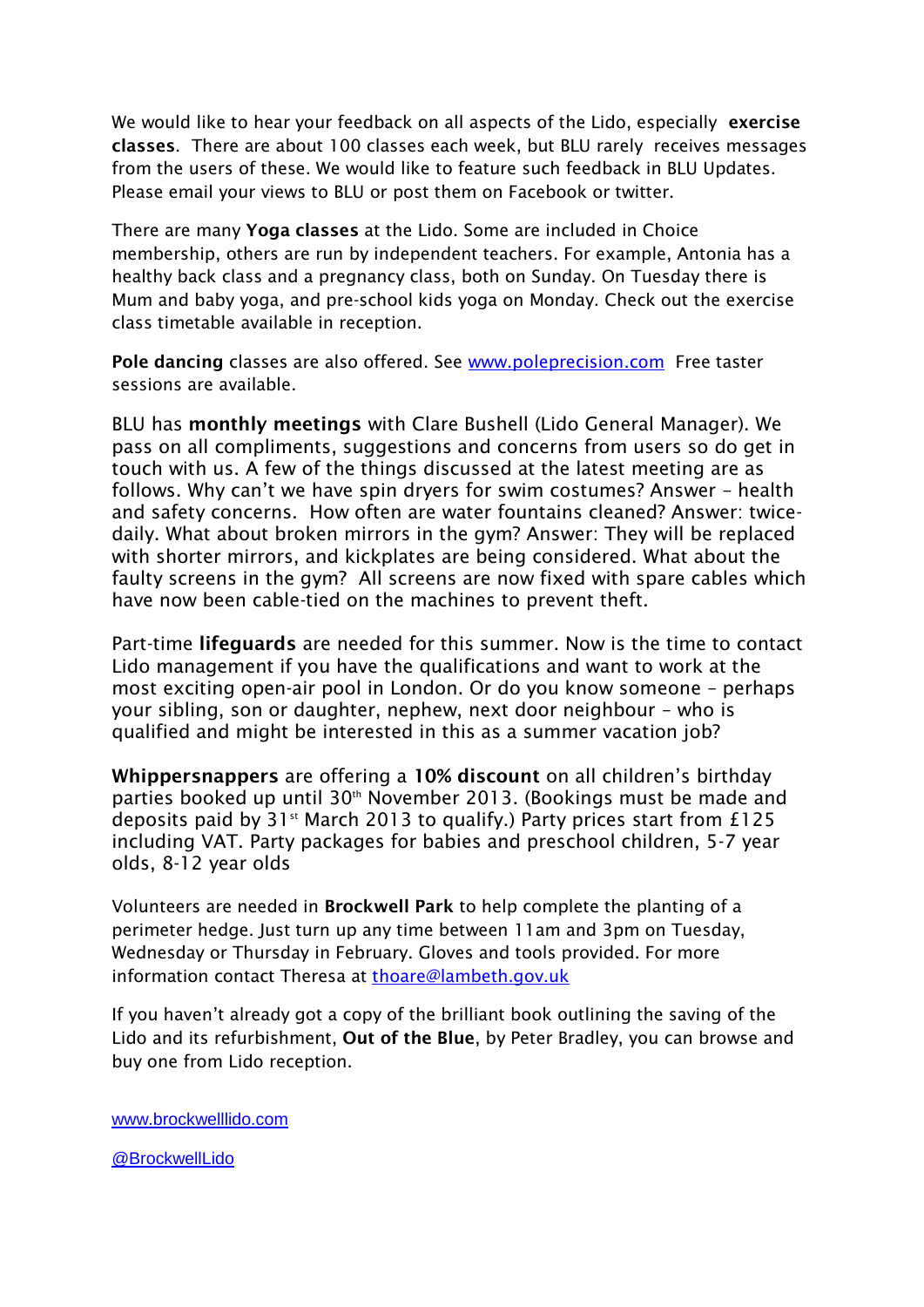We would like to hear your feedback on all aspects of the Lido, especially **exercise classes**. There are about 100 classes each week, but BLU rarely receives messages from the users of these. We would like to feature such feedback in BLU Updates. Please email your views to BLU or post them on Facebook or twitter.

There are many **Yoga classes** at the Lido. Some are included in Choice membership, others are run by independent teachers. For example, Antonia has a healthy back class and a pregnancy class, both on Sunday. On Tuesday there is Mum and baby yoga, and pre-school kids yoga on Monday. Check out the exercise class timetable available in reception.

**Pole dancing** classes are also offered. See [www.poleprecision.com](http://www.poleprecision.com) Free taster sessions are available.

BLU has **monthly meetings** with Clare Bushell (Lido General Manager). We pass on all compliments, suggestions and concerns from users so do get in touch with us. A few of the things discussed at the latest meeting are as follows. Why can't we have spin dryers for swim costumes? Answer – health and safety concerns. How often are water fountains cleaned? Answer: twice-daily. What about broken mirrors in the gym? Answer: They will be replaced with shorter mirrors, and kickplates are being considered. What about the faulty screens in the gym? All screens are now fixed with spare cables which have now been cable-tied on the machines to prevent theft.

Part-time **lifeguards** are needed for this summer. Now is the time to contact Lido management if you have the qualifications and want to work at the most exciting open-air pool in London. Or do you know someone – perhaps your sibling, son or daughter, nephew, next door neighbour – who is qualified and might be interested in this as a summer vacation job?

**Whippersnappers** are offering a **10% discount** on all children's birthday parties booked up until 30th November 2013. (Bookings must be made and deposits paid by 31st March 2013 to qualify.) Party prices start from £125 including VAT. Party packages for babies and preschool children, 5-7 year olds, 8-12 year olds

Volunteers are needed in **Brockwell Park** to help complete the planting of a perimeter hedge. Just turn up any time between 11am and 3pm on Tuesday, Wednesday or Thursday in February. Gloves and tools provided. For more information contact Theresa at [thoare@lambeth.gov.uk](mailto:thoare@lambeth.gov.uk)

If you haven't already got a copy of the brilliant book outlining the saving of the Lido and its refurbishment, **Out of the Blue**, by Peter Bradley, you can browse and buy one from Lido reception.

[www.brockwelllido.com](http://www.brockwelllido.com)

[@BrockwellLido](https://twitter.com/BrockwellLido)